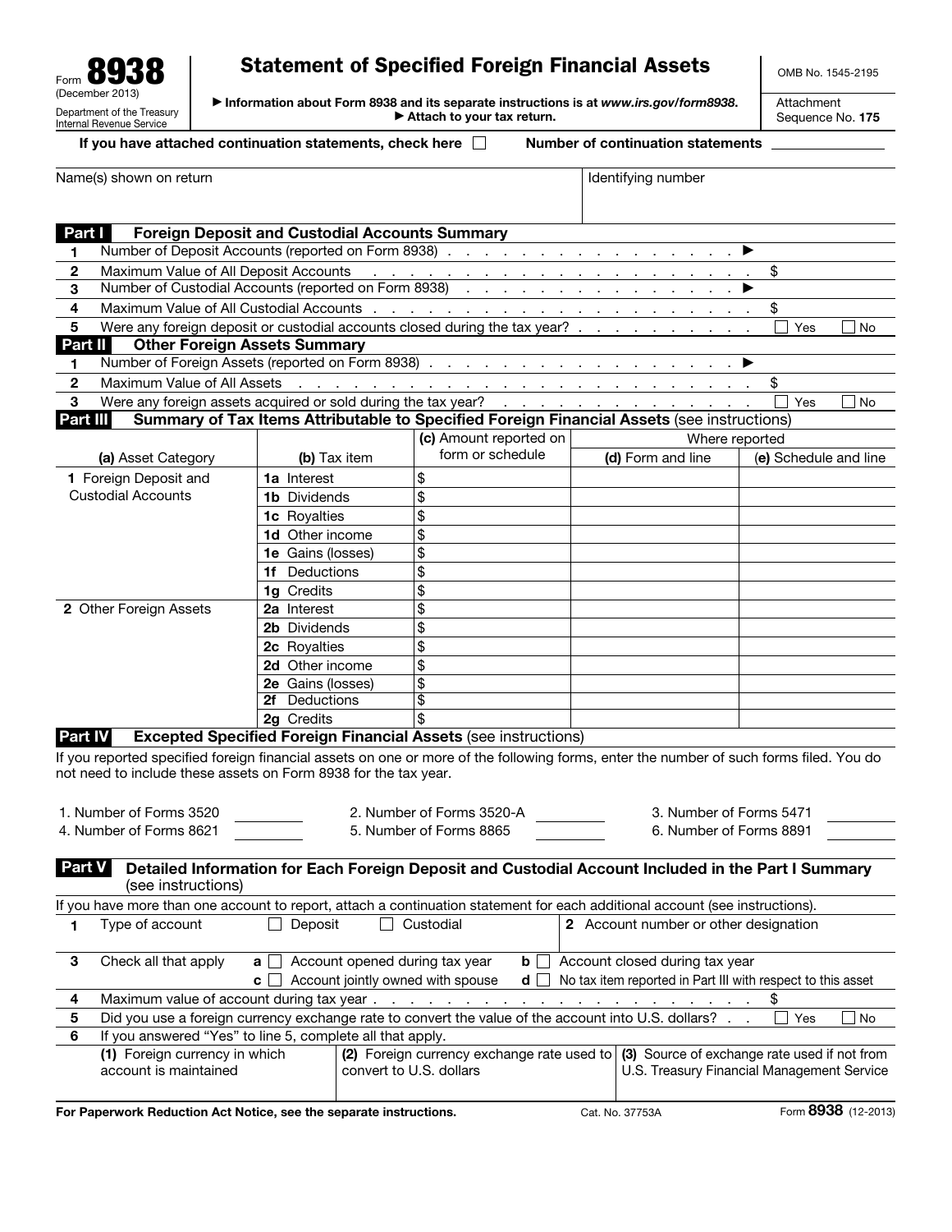Form **8938**
(December 2013)
Department of the Treasury
Internal Revenue Service

# Statement of Specified Foreign Financial Assets

▶ Information about Form 8938 and its separate instructions is at *www.irs.gov/form8938*.
▶ Attach to your tax return.

OMB No. 1545-2195

Attachment Sequence No. **175**

If you have attached continuation statements, check here ☐ **Number of continuation statements** ________

| Name(s) shown on return | Identifying number |
|---|---|
| | |

## Part I Foreign Deposit and Custodial Accounts Summary

| | | |
|---|---|---|
| 1 | Number of Deposit Accounts (reported on Form 8938) . . . ▶ | |
| 2 | Maximum Value of All Deposit Accounts . . . | $ |
| 3 | Number of Custodial Accounts (reported on Form 8938) . . . ▶ | |
| 4 | Maximum Value of All Custodial Accounts . . . | $ |
| 5 | Were any foreign deposit or custodial accounts closed during the tax year? . . . | ☐ Yes ☐ No |

## Part II Other Foreign Assets Summary

| | | |
|---|---|---|
| 1 | Number of Foreign Assets (reported on Form 8938) . . . ▶ | |
| 2 | Maximum Value of All Assets . . . | $ |
| 3 | Were any foreign assets acquired or sold during the tax year? . . . | ☐ Yes ☐ No |

## Part III Summary of Tax Items Attributable to Specified Foreign Financial Assets (see instructions)

| (a) Asset Category | (b) Tax item | (c) Amount reported on form or schedule | Where reported (d) Form and line | (e) Schedule and line |
|---|---|---|---|---|
| 1 Foreign Deposit and Custodial Accounts | 1a Interest | $ | | |
| | 1b Dividends | $ | | |
| | 1c Royalties | $ | | |
| | 1d Other income | $ | | |
| | 1e Gains (losses) | $ | | |
| | 1f Deductions | $ | | |
| | 1g Credits | $ | | |
| 2 Other Foreign Assets | 2a Interest | $ | | |
| | 2b Dividends | $ | | |
| | 2c Royalties | $ | | |
| | 2d Other income | $ | | |
| | 2e Gains (losses) | $ | | |
| | 2f Deductions | $ | | |
| | 2g Credits | $ | | |

## Part IV Excepted Specified Foreign Financial Assets (see instructions)

If you reported specified foreign financial assets on one or more of the following forms, enter the number of such forms filed. You do not need to include these assets on Form 8938 for the tax year.

| | | |
|---|---|---|
| 1. Number of Forms 3520 ________ | 2. Number of Forms 3520-A ________ | 3. Number of Forms 5471 ________ |
| 4. Number of Forms 8621 ________ | 5. Number of Forms 8865 ________ | 6. Number of Forms 8891 ________ |

## Part V Detailed Information for Each Foreign Deposit and Custodial Account Included in the Part I Summary (see instructions)

If you have more than one account to report, attach a continuation statement for each additional account (see instructions).

| | | | |
|---|---|---|---|
| 1 | Type of account ☐ Deposit ☐ Custodial | 2 Account number or other designation | |
| 3 | Check all that apply **a** ☐ Account opened during tax year **b** ☐ Account closed during tax year **c** ☐ Account jointly owned with spouse **d** ☐ No tax item reported in Part III with respect to this asset | | |
| 4 | Maximum value of account during tax year . . . | $ | |
| 5 | Did you use a foreign currency exchange rate to convert the value of the account into U.S. dollars? . . | ☐ Yes ☐ No | |
| 6 | If you answered "Yes" to line 5, complete all that apply. | | |

| (1) Foreign currency in which account is maintained | (2) Foreign currency exchange rate used to convert to U.S. dollars | (3) Source of exchange rate used if not from U.S. Treasury Financial Management Service |
|---|---|---|
| | | |

**For Paperwork Reduction Act Notice, see the separate instructions.** Cat. No. 37753A Form **8938** (12-2013)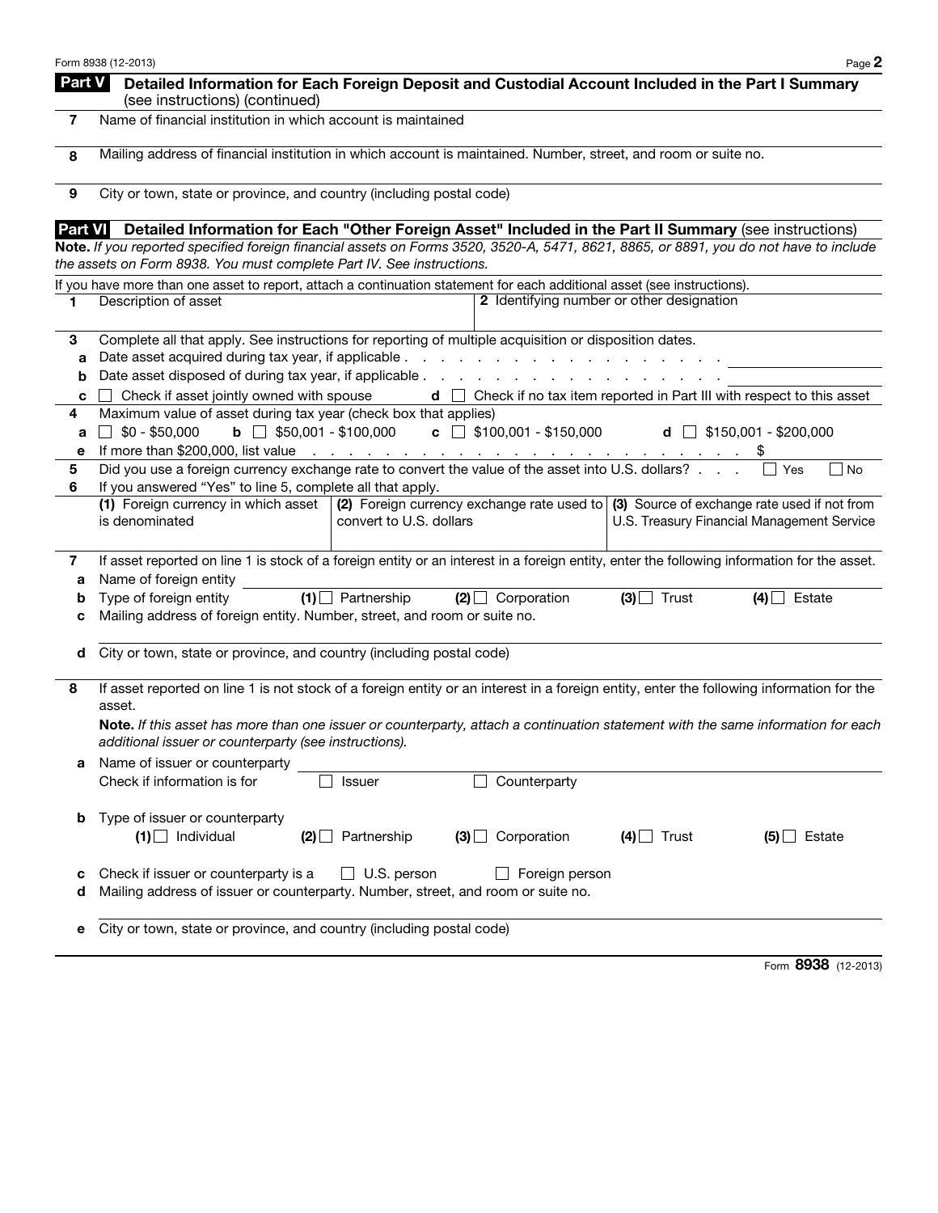## Part V Detailed Information for Each Foreign Deposit and Custodial Account Included in the Part I Summary (see instructions) (continued)

**7** Name of financial institution in which account is maintained

**8** Mailing address of financial institution in which account is maintained. Number, street, and room or suite no.

**9** City or town, state or province, and country (including postal code)

## Part VI Detailed Information for Each "Other Foreign Asset" Included in the Part II Summary (see instructions)

**Note.** *If you reported specified foreign financial assets on Forms 3520, 3520-A, 5471, 8621, 8865, or 8891, you do not have to include the assets on Form 8938. You must complete Part IV. See instructions.*

If you have more than one asset to report, attach a continuation statement for each additional asset (see instructions).

| **1** Description of asset | **2** Identifying number or other designation |
|---|---|
| | |

**3** Complete all that apply. See instructions for reporting of multiple acquisition or disposition dates.

**a** Date asset acquired during tax year, if applicable . . . . . . . . . . . . . . . . . . . . . ______

**b** Date asset disposed of during tax year, if applicable . . . . . . . . . . . . . . . . . . . . ______

**c** ☐ Check if asset jointly owned with spouse **d** ☐ Check if no tax item reported in Part III with respect to this asset

**4** Maximum value of asset during tax year (check box that applies)

**a** ☐ $0 - $50,000 **b** ☐ $50,001 - $100,000 **c** ☐ $100,001 - $150,000 **d** ☐ $150,001 - $200,000

**e** If more than $200,000, list value . . . . . . . . . . . . . . . . . . . . . . . . . . . $

**5** Did you use a foreign currency exchange rate to convert the value of the asset into U.S. dollars? . . . . ☐ Yes ☐ No

**6** If you answered "Yes" to line 5, complete all that apply.

| **(1)** Foreign currency in which asset is denominated | **(2)** Foreign currency exchange rate used to convert to U.S. dollars | **(3)** Source of exchange rate used if not from U.S. Treasury Financial Management Service |
|---|---|---|
| | | |

**7** If asset reported on line 1 is stock of a foreign entity or an interest in a foreign entity, enter the following information for the asset.

**a** Name of foreign entity ______

**b** Type of foreign entity **(1)** ☐ Partnership **(2)** ☐ Corporation **(3)** ☐ Trust **(4)** ☐ Estate

**c** Mailing address of foreign entity. Number, street, and room or suite no.

**d** City or town, state or province, and country (including postal code)

**8** If asset reported on line 1 is not stock of a foreign entity or an interest in a foreign entity, enter the following information for the asset.

**Note.** *If this asset has more than one issuer or counterparty, attach a continuation statement with the same information for each additional issuer or counterparty (see instructions).*

**a** Name of issuer or counterparty ______

Check if information is for ☐ Issuer ☐ Counterparty

**b** Type of issuer or counterparty

**(1)** ☐ Individual **(2)** ☐ Partnership **(3)** ☐ Corporation **(4)** ☐ Trust **(5)** ☐ Estate

**c** Check if issuer or counterparty is a ☐ U.S. person ☐ Foreign person

**d** Mailing address of issuer or counterparty. Number, street, and room or suite no.

**e** City or town, state or province, and country (including postal code)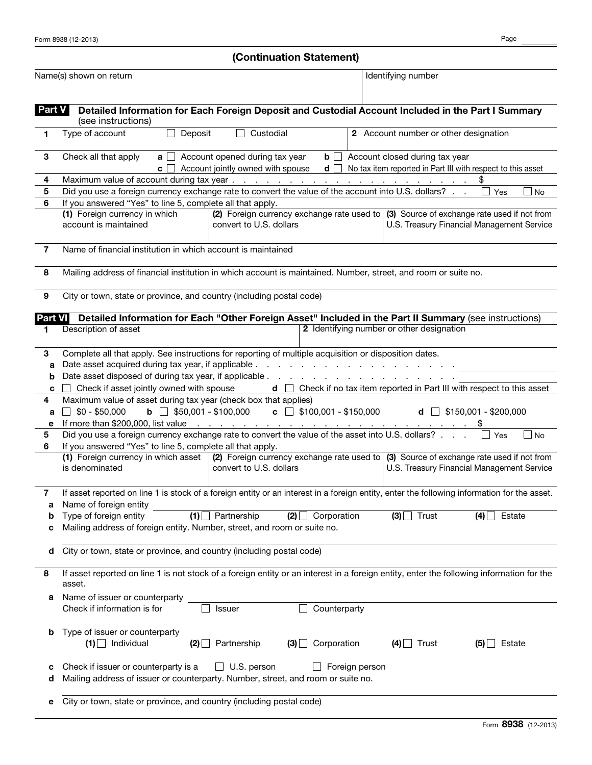# (Continuation Statement)

| Name(s) shown on return | Identifying number |
| --- | --- |
| | |

## Part V Detailed Information for Each Foreign Deposit and Custodial Account Included in the Part I Summary (see instructions)

**1** Type of account ☐ Deposit ☐ Custodial

**2** Account number or other designation

**3** Check all that apply
- **a** ☐ Account opened during tax year
- **b** ☐ Account closed during tax year
- **c** ☐ Account jointly owned with spouse
- **d** ☐ No tax item reported in Part III with respect to this asset

**4** Maximum value of account during tax year . . . $

**5** Did you use a foreign currency exchange rate to convert the value of the account into U.S. dollars? . . ☐ Yes ☐ No

**6** If you answered "Yes" to line 5, complete all that apply.

| (1) Foreign currency in which account is maintained | (2) Foreign currency exchange rate used to convert to U.S. dollars | (3) Source of exchange rate used if not from U.S. Treasury Financial Management Service |
| --- | --- | --- |
| | | |

**7** Name of financial institution in which account is maintained

**8** Mailing address of financial institution in which account is maintained. Number, street, and room or suite no.

**9** City or town, state or province, and country (including postal code)

## Part VI Detailed Information for Each "Other Foreign Asset" Included in the Part II Summary (see instructions)

**1** Description of asset

**2** Identifying number or other designation

**3** Complete all that apply. See instructions for reporting of multiple acquisition or disposition dates.
- **a** Date asset acquired during tax year, if applicable . . .
- **b** Date asset disposed of during tax year, if applicable . . .
- **c** ☐ Check if asset jointly owned with spouse
- **d** ☐ Check if no tax item reported in Part III with respect to this asset

**4** Maximum value of asset during tax year (check box that applies)
- **a** ☐ $0 - $50,000
- **b** ☐ $50,001 - $100,000
- **c** ☐ $100,001 - $150,000
- **d** ☐ $150,001 - $200,000
- **e** If more than $200,000, list value . . . $

**5** Did you use a foreign currency exchange rate to convert the value of the asset into U.S. dollars? . . . ☐ Yes ☐ No

**6** If you answered "Yes" to line 5, complete all that apply.

| (1) Foreign currency in which asset is denominated | (2) Foreign currency exchange rate used to convert to U.S. dollars | (3) Source of exchange rate used if not from U.S. Treasury Financial Management Service |
| --- | --- | --- |
| | | |

**7** If asset reported on line 1 is stock of a foreign entity or an interest in a foreign entity, enter the following information for the asset.
- **a** Name of foreign entity
- **b** Type of foreign entity (1) ☐ Partnership (2) ☐ Corporation (3) ☐ Trust (4) ☐ Estate
- **c** Mailing address of foreign entity. Number, street, and room or suite no.
- **d** City or town, state or province, and country (including postal code)

**8** If asset reported on line 1 is not stock of a foreign entity or an interest in a foreign entity, enter the following information for the asset.
- **a** Name of issuer or counterparty
  Check if information is for ☐ Issuer ☐ Counterparty
- **b** Type of issuer or counterparty
  (1) ☐ Individual (2) ☐ Partnership (3) ☐ Corporation (4) ☐ Trust (5) ☐ Estate
- **c** Check if issuer or counterparty is a ☐ U.S. person ☐ Foreign person
- **d** Mailing address of issuer or counterparty. Number, street, and room or suite no.
- **e** City or town, state or province, and country (including postal code)